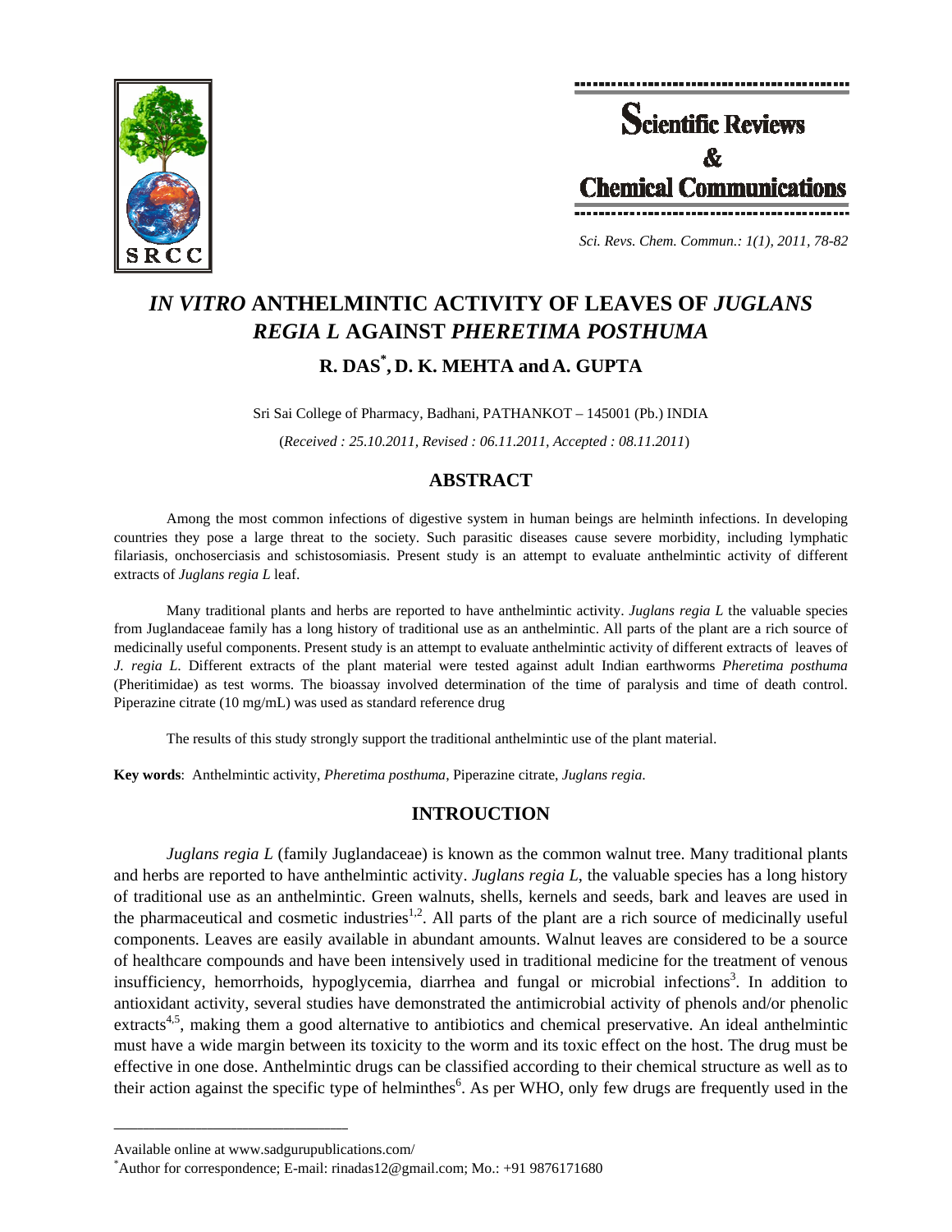# *IN VITRO* ANTHELMINTIC ACTIVITY OF LEAVES OF *JUGLANS REGIA L* AGAINST *PHERETIMA POSTHUMA*

## R. DAS*, D. K. MEHTA and A. GUPTA

Sri Sai College of Pharmacy, Badhani, PATHANKOT – 145001 (Pb.) INDIA

(*Received : 25.10.2011, Revised : 06.11.2011, Accepted : 08.11.2011*)

## ABSTRACT

Among the most common infections of digestive system in human beings are helminth infections. In developing countries they pose a large threat to the society. Such parasitic diseases cause severe morbidity, including lymphatic filariasis, onchoserciasis and schistosomiasis. Present study is an attempt to evaluate anthelmintic activity of different extracts of *Juglans regia L* leaf.

Many traditional plants and herbs are reported to have anthelmintic activity. *Juglans regia L* the valuable species from Juglandaceae family has a long history of traditional use as an anthelmintic. All parts of the plant are a rich source of medicinally useful components. Present study is an attempt to evaluate anthelmintic activity of different extracts of leaves of *J. regia L*. Different extracts of the plant material were tested against adult Indian earthworms *Pheretima posthuma* (Pheritimidae) as test worms. The bioassay involved determination of the time of paralysis and time of death control. Piperazine citrate (10 mg/mL) was used as standard reference drug

The results of this study strongly support the traditional anthelmintic use of the plant material.

**Key words**: Anthelmintic activity, *Pheretima posthuma*, Piperazine citrate, *Juglans regia.*

## INTROUCTION

*Juglans regia L* (family Juglandaceae) is known as the common walnut tree. Many traditional plants and herbs are reported to have anthelmintic activity. *Juglans regia L*, the valuable species has a long history of traditional use as an anthelmintic. Green walnuts, shells, kernels and seeds, bark and leaves are used in the pharmaceutical and cosmetic industries[1,2]. All parts of the plant are a rich source of medicinally useful components. Leaves are easily available in abundant amounts. Walnut leaves are considered to be a source of healthcare compounds and have been intensively used in traditional medicine for the treatment of venous insufficiency, hemorrhoids, hypoglycemia, diarrhea and fungal or microbial infections[3]. In addition to antioxidant activity, several studies have demonstrated the antimicrobial activity of phenols and/or phenolic extracts[4,5], making them a good alternative to antibiotics and chemical preservative. An ideal anthelmintic must have a wide margin between its toxicity to the worm and its toxic effect on the host. The drug must be effective in one dose. Anthelmintic drugs can be classified according to their chemical structure as well as to their action against the specific type of helminthes[6]. As per WHO, only few drugs are frequently used in the

---

Available online at www.sadgurupublications.com/

*Author for correspondence; E-mail: rinadas12@gmail.com; Mo.: +91 9876171680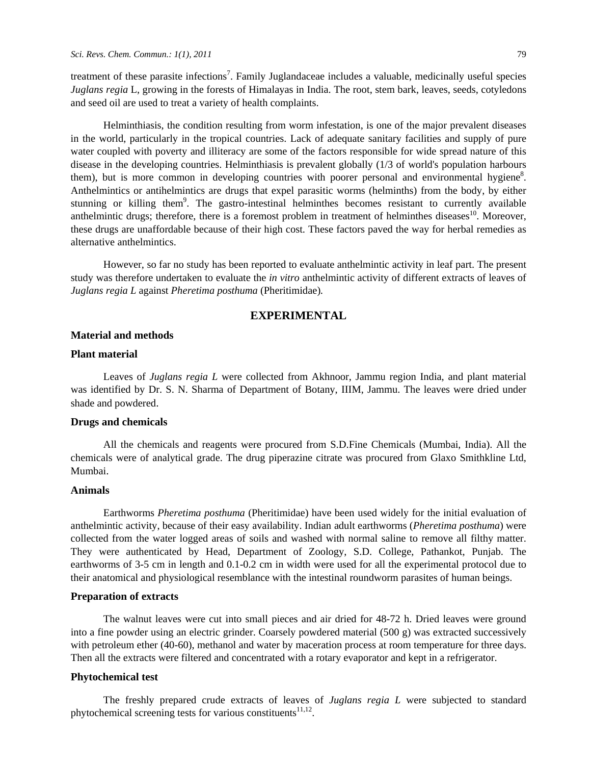treatment of these parasite infections[7]. Family Juglandaceae includes a valuable, medicinally useful species *Juglans regia* L, growing in the forests of Himalayas in India. The root, stem bark, leaves, seeds, cotyledons and seed oil are used to treat a variety of health complaints.

Helminthiasis, the condition resulting from worm infestation, is one of the major prevalent diseases in the world, particularly in the tropical countries. Lack of adequate sanitary facilities and supply of pure water coupled with poverty and illiteracy are some of the factors responsible for wide spread nature of this disease in the developing countries. Helminthiasis is prevalent globally (1/3 of world's population harbours them), but is more common in developing countries with poorer personal and environmental hygiene[8]. Anthelmintics or antihelmintics are drugs that expel parasitic worms (helminths) from the body, by either stunning or killing them[9]. The gastro-intestinal helminthes becomes resistant to currently available anthelmintic drugs; therefore, there is a foremost problem in treatment of helminthes diseases[10]. Moreover, these drugs are unaffordable because of their high cost. These factors paved the way for herbal remedies as alternative anthelmintics.

However, so far no study has been reported to evaluate anthelmintic activity in leaf part. The present study was therefore undertaken to evaluate the *in vitro* anthelmintic activity of different extracts of leaves of *Juglans regia L* against *Pheretima posthuma* (Pheritimidae).

## EXPERIMENTAL

### Material and methods

### Plant material

Leaves of *Juglans regia L* were collected from Akhnoor, Jammu region India, and plant material was identified by Dr. S. N. Sharma of Department of Botany, IIIM, Jammu. The leaves were dried under shade and powdered.

### Drugs and chemicals

All the chemicals and reagents were procured from S.D.Fine Chemicals (Mumbai, India). All the chemicals were of analytical grade. The drug piperazine citrate was procured from Glaxo Smithkline Ltd, Mumbai.

### Animals

Earthworms *Pheretima posthuma* (Pheritimidae) have been used widely for the initial evaluation of anthelmintic activity, because of their easy availability. Indian adult earthworms (*Pheretima posthuma*) were collected from the water logged areas of soils and washed with normal saline to remove all filthy matter. They were authenticated by Head, Department of Zoology, S.D. College, Pathankot, Punjab. The earthworms of 3-5 cm in length and 0.1-0.2 cm in width were used for all the experimental protocol due to their anatomical and physiological resemblance with the intestinal roundworm parasites of human beings.

### Preparation of extracts

The walnut leaves were cut into small pieces and air dried for 48-72 h. Dried leaves were ground into a fine powder using an electric grinder. Coarsely powdered material (500 g) was extracted successively with petroleum ether (40-60), methanol and water by maceration process at room temperature for three days. Then all the extracts were filtered and concentrated with a rotary evaporator and kept in a refrigerator.

### Phytochemical test

The freshly prepared crude extracts of leaves of *Juglans regia L* were subjected to standard phytochemical screening tests for various constituents[11,12].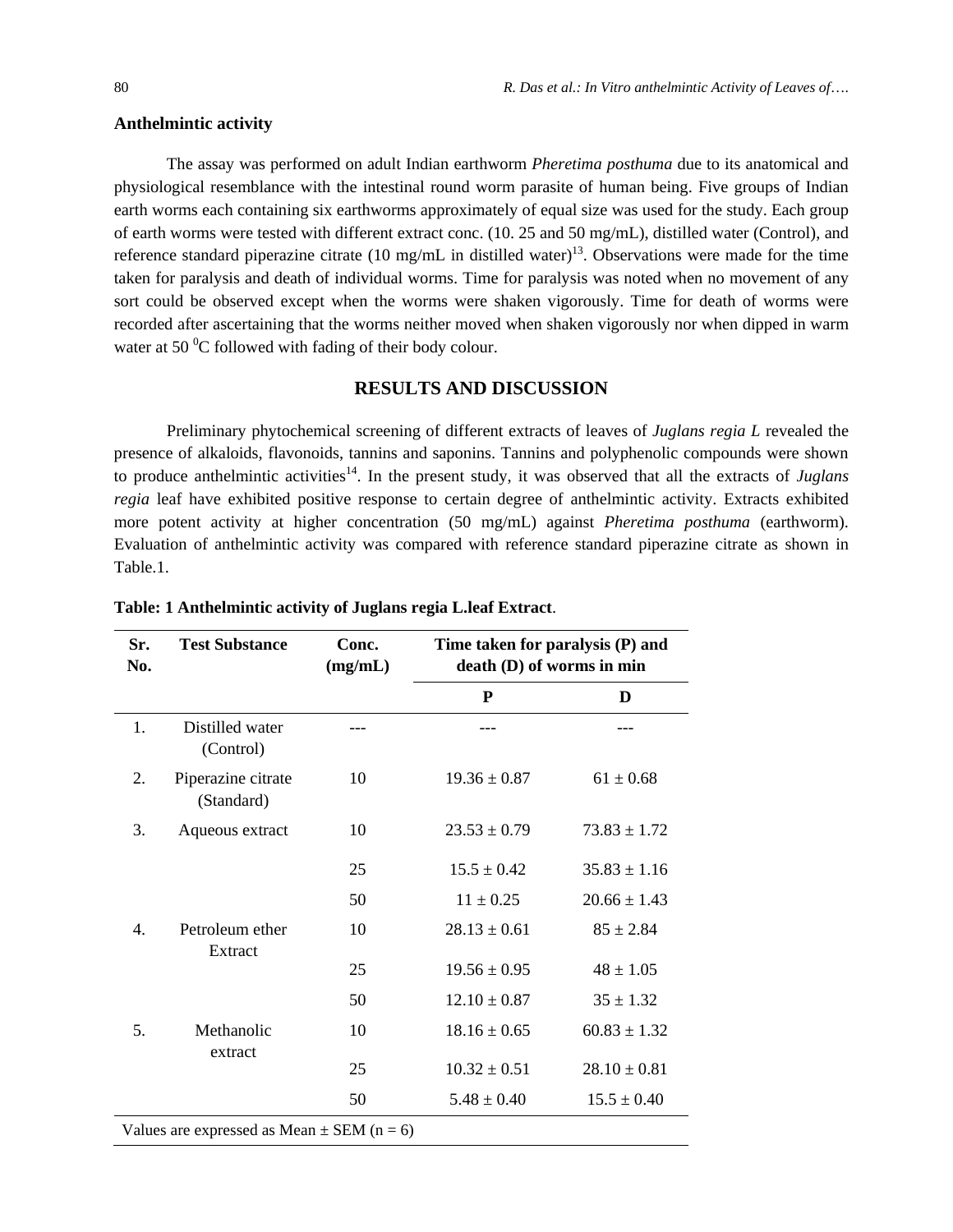### Anthelmintic activity

The assay was performed on adult Indian earthworm *Pheretima posthuma* due to its anatomical and physiological resemblance with the intestinal round worm parasite of human being. Five groups of Indian earth worms each containing six earthworms approximately of equal size was used for the study. Each group of earth worms were tested with different extract conc. (10. 25 and 50 mg/mL), distilled water (Control), and reference standard piperazine citrate (10 mg/mL in distilled water)[13]. Observations were made for the time taken for paralysis and death of individual worms. Time for paralysis was noted when no movement of any sort could be observed except when the worms were shaken vigorously. Time for death of worms were recorded after ascertaining that the worms neither moved when shaken vigorously nor when dipped in warm water at 50 $^0$C followed with fading of their body colour.

## RESULTS AND DISCUSSION

Preliminary phytochemical screening of different extracts of leaves of *Juglans regia L* revealed the presence of alkaloids, flavonoids, tannins and saponins. Tannins and polyphenolic compounds were shown to produce anthelmintic activities[14]. In the present study, it was observed that all the extracts of *Juglans regia* leaf have exhibited positive response to certain degree of anthelmintic activity. Extracts exhibited more potent activity at higher concentration (50 mg/mL) against *Pheretima posthuma* (earthworm). Evaluation of anthelmintic activity was compared with reference standard piperazine citrate as shown in Table.1.

**Table: 1 Anthelmintic activity of Juglans regia L.leaf Extract**.

| Sr. No. | Test Substance | Conc. (mg/mL) | Time taken for paralysis (P) and death (D) of worms in min | |
|---|---|---|---|---|
| | | | P | D |
| 1. | Distilled water (Control) | --- | --- | --- |
| 2. | Piperazine citrate (Standard) | 10 | 19.36 ± 0.87 | 61 ± 0.68 |
| 3. | Aqueous extract | 10 | 23.53 ± 0.79 | 73.83 ± 1.72 |
| | | 25 | 15.5 ± 0.42 | 35.83 ± 1.16 |
| | | 50 | 11 ± 0.25 | 20.66 ± 1.43 |
| 4. | Petroleum ether Extract | 10 | 28.13 ± 0.61 | 85 ± 2.84 |
| | | 25 | 19.56 ± 0.95 | 48 ± 1.05 |
| | | 50 | 12.10 ± 0.87 | 35 ± 1.32 |
| 5. | Methanolic extract | 10 | 18.16 ± 0.65 | 60.83 ± 1.32 |
| | | 25 | 10.32 ± 0.51 | 28.10 ± 0.81 |
| | | 50 | 5.48 ± 0.40 | 15.5 ± 0.40 |

Values are expressed as Mean ± SEM (n = 6)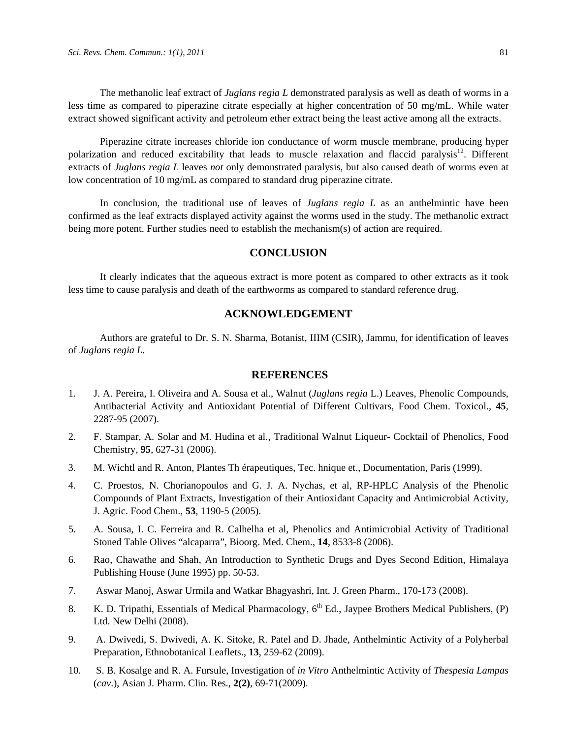The methanolic leaf extract of *Juglans regia L* demonstrated paralysis as well as death of worms in a less time as compared to piperazine citrate especially at higher concentration of 50 mg/mL. While water extract showed significant activity and petroleum ether extract being the least active among all the extracts.

Piperazine citrate increases chloride ion conductance of worm muscle membrane, producing hyper polarization and reduced excitability that leads to muscle relaxation and flaccid paralysis[12]. Different extracts of *Juglans regia L* leaves *not* only demonstrated paralysis, but also caused death of worms even at low concentration of 10 mg/mL as compared to standard drug piperazine citrate.

In conclusion, the traditional use of leaves of *Juglans regia L* as an anthelmintic have been confirmed as the leaf extracts displayed activity against the worms used in the study. The methanolic extract being more potent. Further studies need to establish the mechanism(s) of action are required.

## CONCLUSION

It clearly indicates that the aqueous extract is more potent as compared to other extracts as it took less time to cause paralysis and death of the earthworms as compared to standard reference drug.

## ACKNOWLEDGEMENT

Authors are grateful to Dr. S. N. Sharma, Botanist, IIIM (CSIR), Jammu, for identification of leaves of *Juglans regia L.*

## REFERENCES

1. J. A. Pereira, I. Oliveira and A. Sousa et al., Walnut (*Juglans regia* L.) Leaves, Phenolic Compounds, Antibacterial Activity and Antioxidant Potential of Different Cultivars, Food Chem. Toxicol., **45**, 2287-95 (2007).
2. F. Stampar, A. Solar and M. Hudina et al., Traditional Walnut Liqueur- Cocktail of Phenolics, Food Chemistry, **95**, 627-31 (2006).
3. M. Wichtl and R. Anton, Plantes Th érapeutiques, Tec. hnique et., Documentation, Paris (1999).
4. C. Proestos, N. Chorianopoulos and G. J. A. Nychas, et al, RP-HPLC Analysis of the Phenolic Compounds of Plant Extracts, Investigation of their Antioxidant Capacity and Antimicrobial Activity, J. Agric. Food Chem., **53**, 1190-5 (2005).
5. A. Sousa, I. C. Ferreira and R. Calhelha et al, Phenolics and Antimicrobial Activity of Traditional Stoned Table Olives "alcaparra", Bioorg. Med. Chem., **14**, 8533-8 (2006).
6. Rao, Chawathe and Shah, An Introduction to Synthetic Drugs and Dyes Second Edition, Himalaya Publishing House (June 1995) pp. 50-53.
7. Aswar Manoj, Aswar Urmila and Watkar Bhagyashri, Int. J. Green Pharm., 170-173 (2008).
8. K. D. Tripathi, Essentials of Medical Pharmacology, 6th Ed., Jaypee Brothers Medical Publishers, (P) Ltd. New Delhi (2008).
9. A. Dwivedi, S. Dwivedi, A. K. Sitoke, R. Patel and D. Jhade, Anthelmintic Activity of a Polyherbal Preparation, Ethnobotanical Leaflets., **13**, 259-62 (2009).
10. S. B. Kosalge and R. A. Fursule, Investigation of *in Vitro* Anthelmintic Activity of *Thespesia Lampas* (*cav*.), Asian J. Pharm. Clin. Res., **2(2)**, 69-71(2009).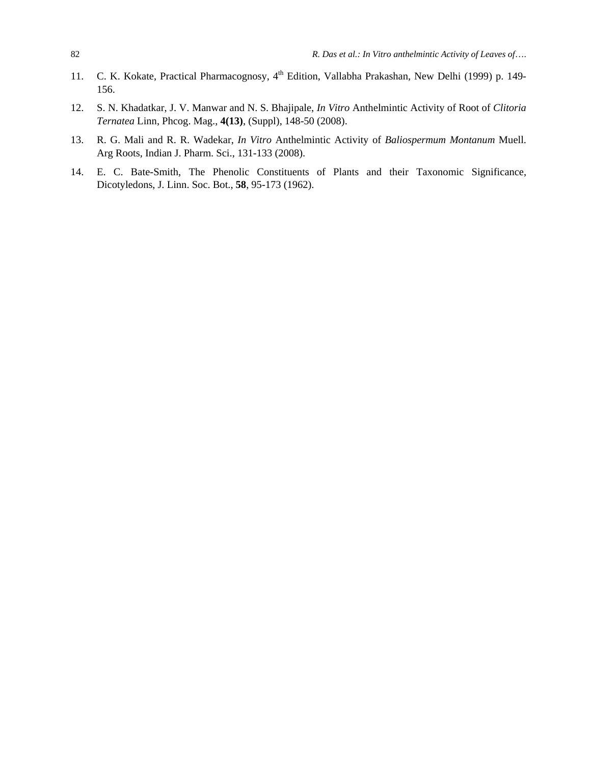11. C. K. Kokate, Practical Pharmacognosy, 4th Edition, Vallabha Prakashan, New Delhi (1999) p. 149-156.

12. S. N. Khadatkar, J. V. Manwar and N. S. Bhajipale, *In Vitro* Anthelmintic Activity of Root of *Clitoria Ternatea* Linn, Phcog. Mag., **4(13)**, (Suppl), 148-50 (2008).

13. R. G. Mali and R. R. Wadekar, *In Vitro* Anthelmintic Activity of *Baliospermum Montanum* Muell. Arg Roots, Indian J. Pharm. Sci., 131-133 (2008).

14. E. C. Bate-Smith, The Phenolic Constituents of Plants and their Taxonomic Significance, Dicotyledons, J. Linn. Soc. Bot., **58**, 95-173 (1962).